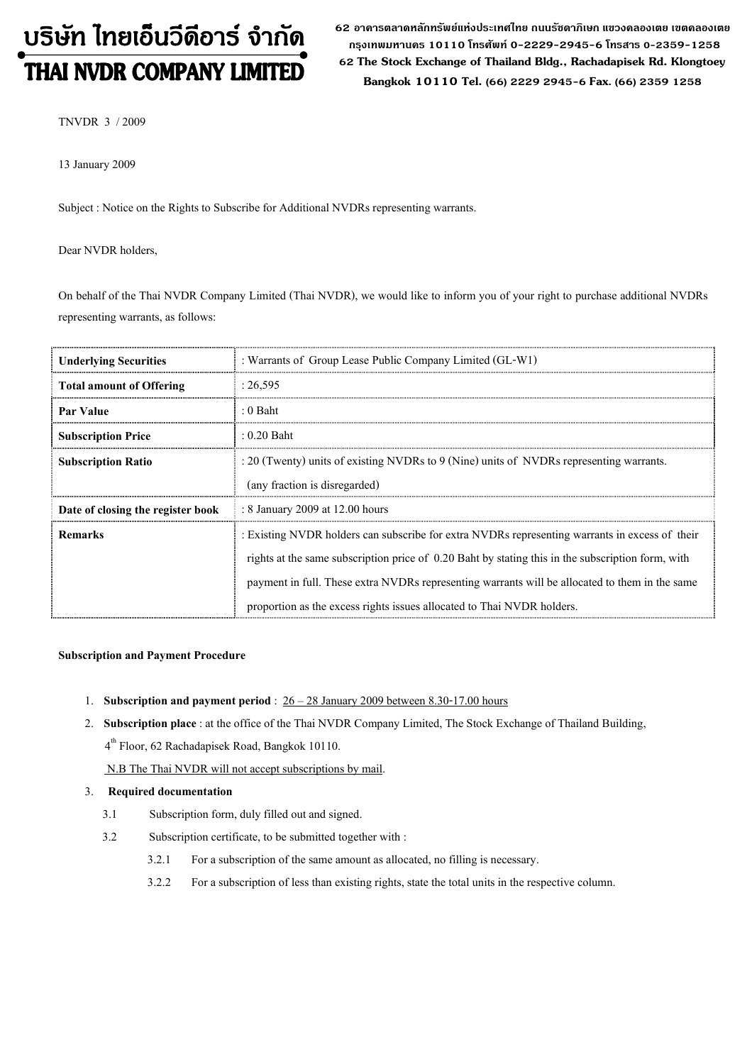# บริษัท ไทยเอ็นวีดีอาร์ จำกัด
# THAI NVDR COMPANY LIMITED

62 อาคารตลาดหลักทรัพย์แห่งประเทศไทย ถนนรัชดาภิเษก แขวงคลองเตย เขตคลองเตย กรุงเทพมหานคร 10110 โทรศัพท์ 0-2229-2945-6 โทรสาร 0-2359-1258
62 The Stock Exchange of Thailand Bldg., Rachadapisek Rd. Klongtoey Bangkok 10110 Tel. (66) 2229 2945-6 Fax. (66) 2359 1258

TNVDR 3 / 2009

13 January 2009

Subject : Notice on the Rights to Subscribe for Additional NVDRs representing warrants.

Dear NVDR holders,

On behalf of the Thai NVDR Company Limited (Thai NVDR), we would like to inform you of your right to purchase additional NVDRs representing warrants, as follows:

| | |
|---|---|
| **Underlying Securities** | : Warrants of Group Lease Public Company Limited (GL-W1) |
| **Total amount of Offering** | : 26,595 |
| **Par Value** | : 0 Baht |
| **Subscription Price** | : 0.20 Baht |
| **Subscription Ratio** | : 20 (Twenty) units of existing NVDRs to 9 (Nine) units of NVDRs representing warrants. (any fraction is disregarded) |
| **Date of closing the register book** | : 8 January 2009 at 12.00 hours |
| **Remarks** | : Existing NVDR holders can subscribe for extra NVDRs representing warrants in excess of their rights at the same subscription price of 0.20 Baht by stating this in the subscription form, with payment in full. These extra NVDRs representing warrants will be allocated to them in the same proportion as the excess rights issues allocated to Thai NVDR holders. |

**Subscription and Payment Procedure**

1. **Subscription and payment period** : 26 – 28 January 2009 between 8.30-17.00 hours
2. **Subscription place** : at the office of the Thai NVDR Company Limited, The Stock Exchange of Thailand Building, 4th Floor, 62 Rachadapisek Road, Bangkok 10110.

   N.B The Thai NVDR will not accept subscriptions by mail.
3. **Required documentation**
   - 3.1 Subscription form, duly filled out and signed.
   - 3.2 Subscription certificate, to be submitted together with :
     - 3.2.1 For a subscription of the same amount as allocated, no filling is necessary.
     - 3.2.2 For a subscription of less than existing rights, state the total units in the respective column.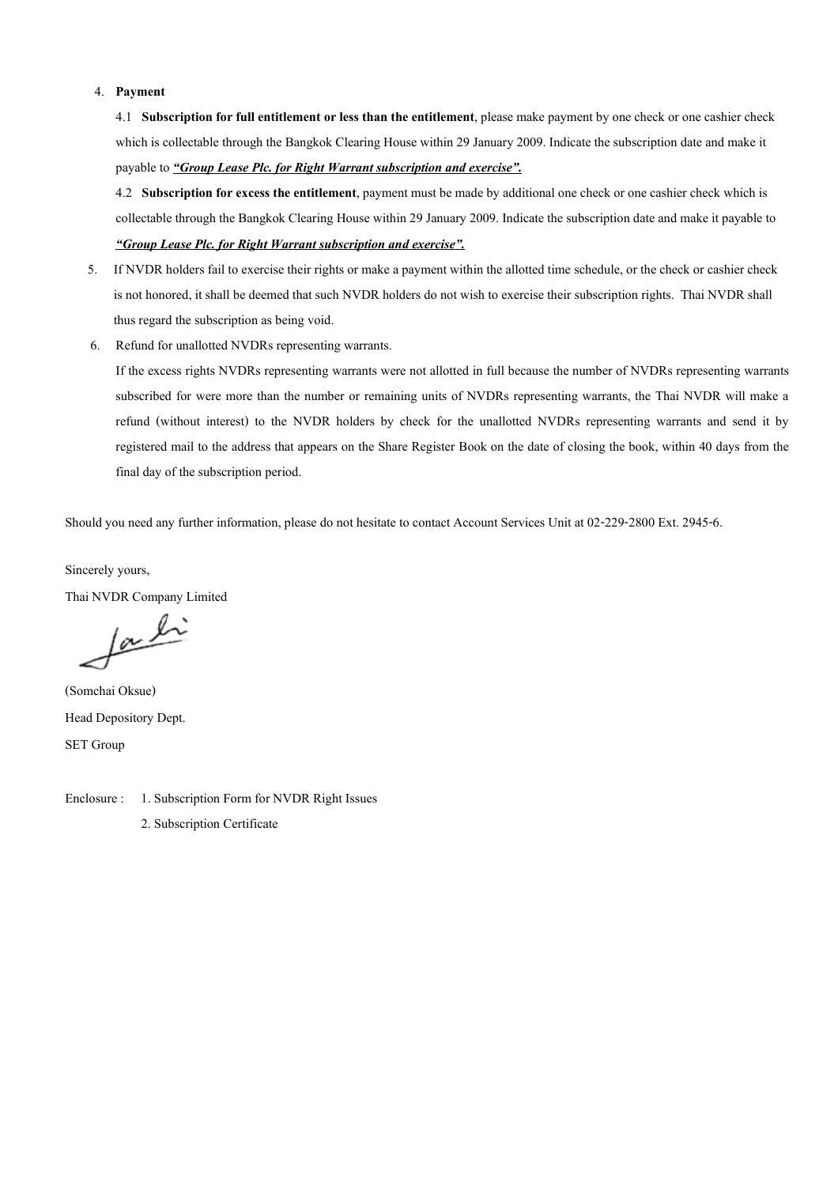4. **Payment**

   4.1 **Subscription for full entitlement or less than the entitlement**, please make payment by one check or one cashier check which is collectable through the Bangkok Clearing House within 29 January 2009. Indicate the subscription date and make it payable to ***"Group Lease Plc. for Right Warrant subscription and exercise".***

   4.2 **Subscription for excess the entitlement**, payment must be made by additional one check or one cashier check which is collectable through the Bangkok Clearing House within 29 January 2009. Indicate the subscription date and make it payable to ***"Group Lease Plc. for Right Warrant subscription and exercise".***

5. If NVDR holders fail to exercise their rights or make a payment within the allotted time schedule, or the check or cashier check is not honored, it shall be deemed that such NVDR holders do not wish to exercise their subscription rights. Thai NVDR shall thus regard the subscription as being void.

6. Refund for unallotted NVDRs representing warrants.

   If the excess rights NVDRs representing warrants were not allotted in full because the number of NVDRs representing warrants subscribed for were more than the number or remaining units of NVDRs representing warrants, the Thai NVDR will make a refund (without interest) to the NVDR holders by check for the unallotted NVDRs representing warrants and send it by registered mail to the address that appears on the Share Register Book on the date of closing the book, within 40 days from the final day of the subscription period.

Should you need any further information, please do not hesitate to contact Account Services Unit at 02-229-2800 Ext. 2945-6.

Sincerely yours,

Thai NVDR Company Limited

(Somchai Oksue)

Head Depository Dept.

SET Group

Enclosure : 1. Subscription Form for NVDR Right Issues

2. Subscription Certificate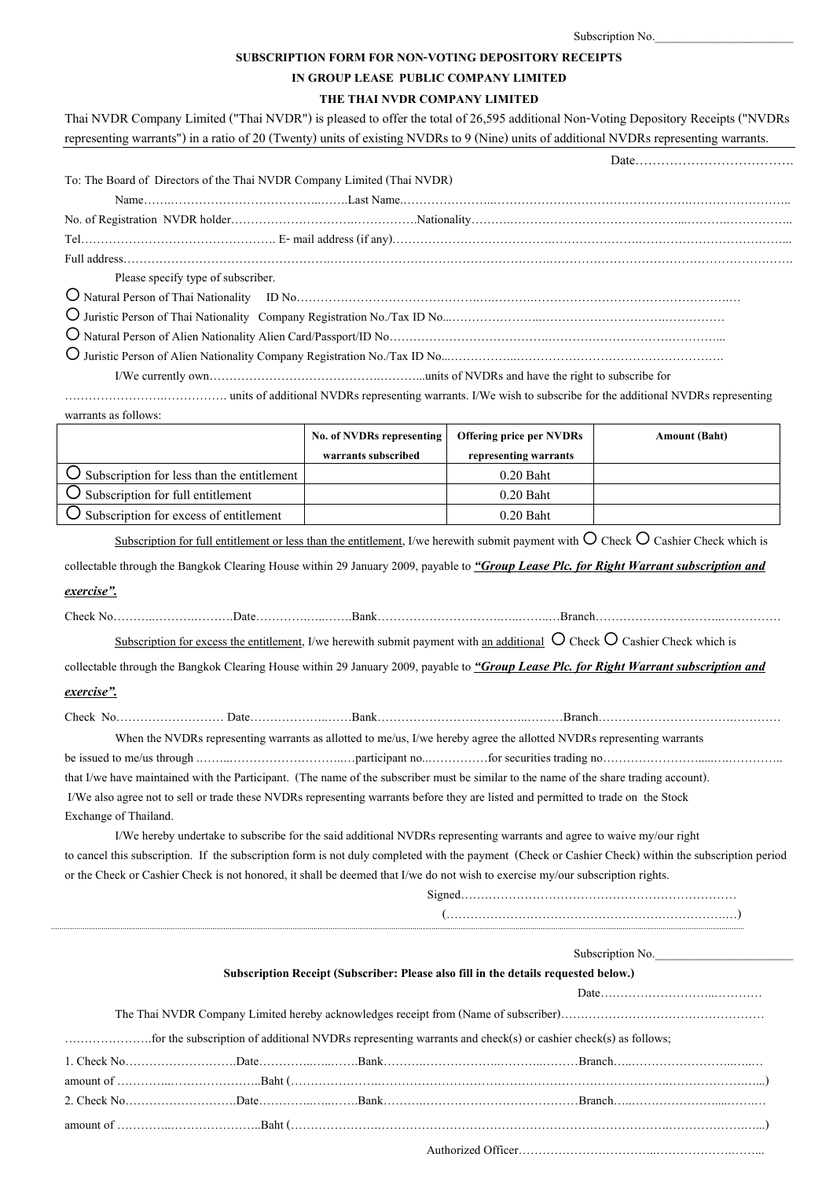Subscription No.______________________

**SUBSCRIPTION FORM FOR NON-VOTING DEPOSITORY RECEIPTS**

**IN GROUP LEASE PUBLIC COMPANY LIMITED**

**THE THAI NVDR COMPANY LIMITED**

Thai NVDR Company Limited ("Thai NVDR") is pleased to offer the total of 26,595 additional Non-Voting Depository Receipts ("NVDRs representing warrants") in a ratio of 20 (Twenty) units of existing NVDRs to 9 (Nine) units of additional NVDRs representing warrants.

Date……………………………….

To: The Board of Directors of the Thai NVDR Company Limited (Thai NVDR)

Name……………………………………….Last Name………………………………………………………………………………………..

No. of Registration NVDR holder……………………………………….Nationality……………………………………………………………..

Tel…………………………………………. E- mail address (if any)……………………………………………………………………………...

Full address…………………………………………………………………………………………………………………………………………….

Please specify type of subscriber.

○ Natural Person of Thai Nationality ID No………………………………………………………………………………………………….

○ Juristic Person of Thai Nationality Company Registration No./Tax ID No...……………………………………………………………

○ Natural Person of Alien Nationality Alien Card/Passport/ID No………………………………………………………………………...

○ Juristic Person of Alien Nationality Company Registration No./Tax ID No...……………………………………………………………

I/We currently own……………………………………………...units of NVDRs and have the right to subscribe for

……………………………………. units of additional NVDRs representing warrants. I/We wish to subscribe for the additional NVDRs representing warrants as follows:

| | No. of NVDRs representing warrants subscribed | Offering price per NVDRs representing warrants | Amount (Baht) |
|---|---|---|---|
| ○ Subscription for less than the entitlement | | 0.20 Baht | |
| ○ Subscription for full entitlement | | 0.20 Baht | |
| ○ Subscription for excess of entitlement | | 0.20 Baht | |

Subscription for full entitlement or less than the entitlement, I/we herewith submit payment with ○ Check ○ Cashier Check which is collectable through the Bangkok Clearing House within 29 January 2009, payable to ***"Group Lease Plc. for Right Warrant subscription and exercise".***

Check No……………………….Date…………………….Bank……………………………………………Branch……………………………………

Subscription for excess the entitlement, I/we herewith submit payment with an additional ○ Check ○ Cashier Check which is collectable through the Bangkok Clearing House within 29 January 2009, payable to ***"Group Lease Plc. for Right Warrant subscription and exercise".***

Check No……………………… Date…………………….Bank……………………………………………Branch……………………………………

When the NVDRs representing warrants as allotted to me/us, I/we hereby agree the allotted NVDRs representing warrants be issued to me/us through …………………………………participant no..……………for securities trading no………………………………………. that I/we have maintained with the Participant. (The name of the subscriber must be similar to the name of the share trading account). I/We also agree not to sell or trade these NVDRs representing warrants before they are listed and permitted to trade on the Stock Exchange of Thailand.

I/We hereby undertake to subscribe for the said additional NVDRs representing warrants and agree to waive my/our right to cancel this subscription. If the subscription form is not duly completed with the payment (Check or Cashier Check) within the subscription period or the Check or Cashier Check is not honored, it shall be deemed that I/we do not wish to exercise my/our subscription rights.

Signed……………………………………………………………

(……………………………………………………………)

---

Subscription No.______________________

**Subscription Receipt (Subscriber: Please also fill in the details requested below.)**

Date…………………………………

The Thai NVDR Company Limited hereby acknowledges receipt from (Name of subscriber)……………………………………………

…………………for the subscription of additional NVDRs representing warrants and check(s) or cashier check(s) as follows;

1. Check No………………………Date……………………Bank……………………………………Branch…………………………………
amount of …………………………..Baht (……………………………………………………………………………………………………………)
2. Check No………………………Date……………………Bank……………………………………Branch…………………………………
amount of …………………………..Baht (……………………………………………………………………………………………………………)

Authorized Officer……………………………………………………………